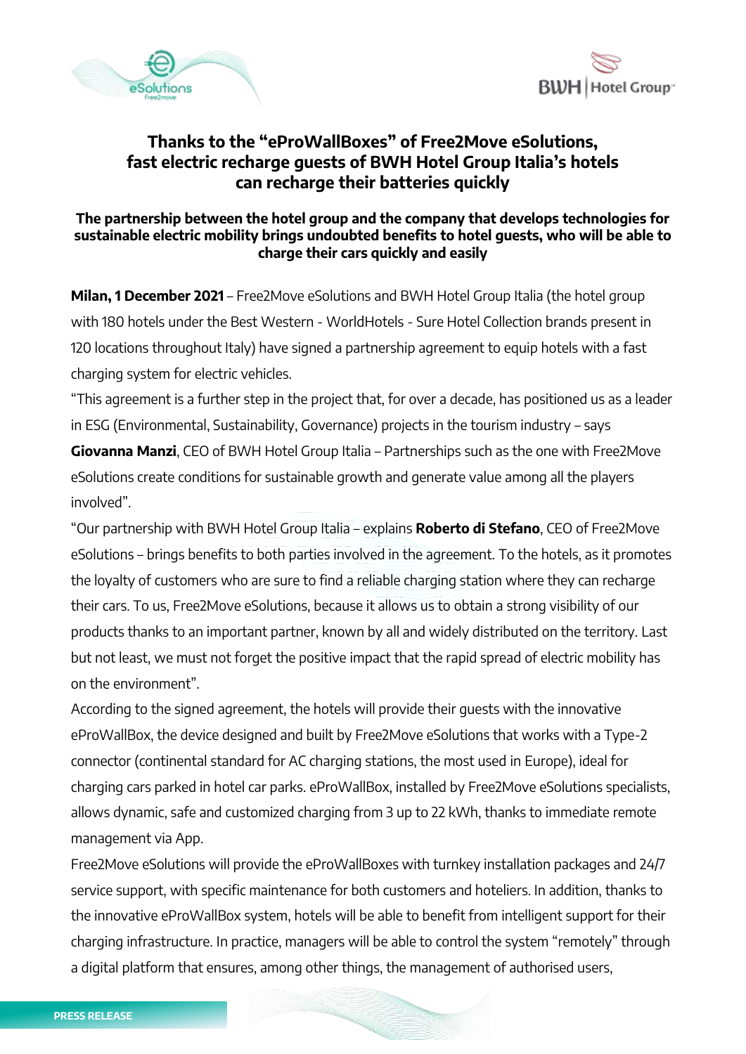# Thanks to the "eProWallBoxes" of Free2Move eSolutions, fast electric recharge guests of BWH Hotel Group Italia's hotels can recharge their batteries quickly

**The partnership between the hotel group and the company that develops technologies for sustainable electric mobility brings undoubted benefits to hotel guests, who will be able to charge their cars quickly and easily**

**Milan, 1 December 2021** – Free2Move eSolutions and BWH Hotel Group Italia (the hotel group with 180 hotels under the Best Western - WorldHotels - Sure Hotel Collection brands present in 120 locations throughout Italy) have signed a partnership agreement to equip hotels with a fast charging system for electric vehicles.

"This agreement is a further step in the project that, for over a decade, has positioned us as a leader in ESG (Environmental, Sustainability, Governance) projects in the tourism industry – says **Giovanna Manzi**, CEO of BWH Hotel Group Italia – Partnerships such as the one with Free2Move eSolutions create conditions for sustainable growth and generate value among all the players involved".

"Our partnership with BWH Hotel Group Italia – explains **Roberto di Stefano**, CEO of Free2Move eSolutions – brings benefits to both parties involved in the agreement. To the hotels, as it promotes the loyalty of customers who are sure to find a reliable charging station where they can recharge their cars. To us, Free2Move eSolutions, because it allows us to obtain a strong visibility of our products thanks to an important partner, known by all and widely distributed on the territory. Last but not least, we must not forget the positive impact that the rapid spread of electric mobility has on the environment".

According to the signed agreement, the hotels will provide their guests with the innovative eProWallBox, the device designed and built by Free2Move eSolutions that works with a Type-2 connector (continental standard for AC charging stations, the most used in Europe), ideal for charging cars parked in hotel car parks. eProWallBox, installed by Free2Move eSolutions specialists, allows dynamic, safe and customized charging from 3 up to 22 kWh, thanks to immediate remote management via App.

Free2Move eSolutions will provide the eProWallBoxes with turnkey installation packages and 24/7 service support, with specific maintenance for both customers and hoteliers. In addition, thanks to the innovative eProWallBox system, hotels will be able to benefit from intelligent support for their charging infrastructure. In practice, managers will be able to control the system "remotely" through a digital platform that ensures, among other things, the management of authorised users,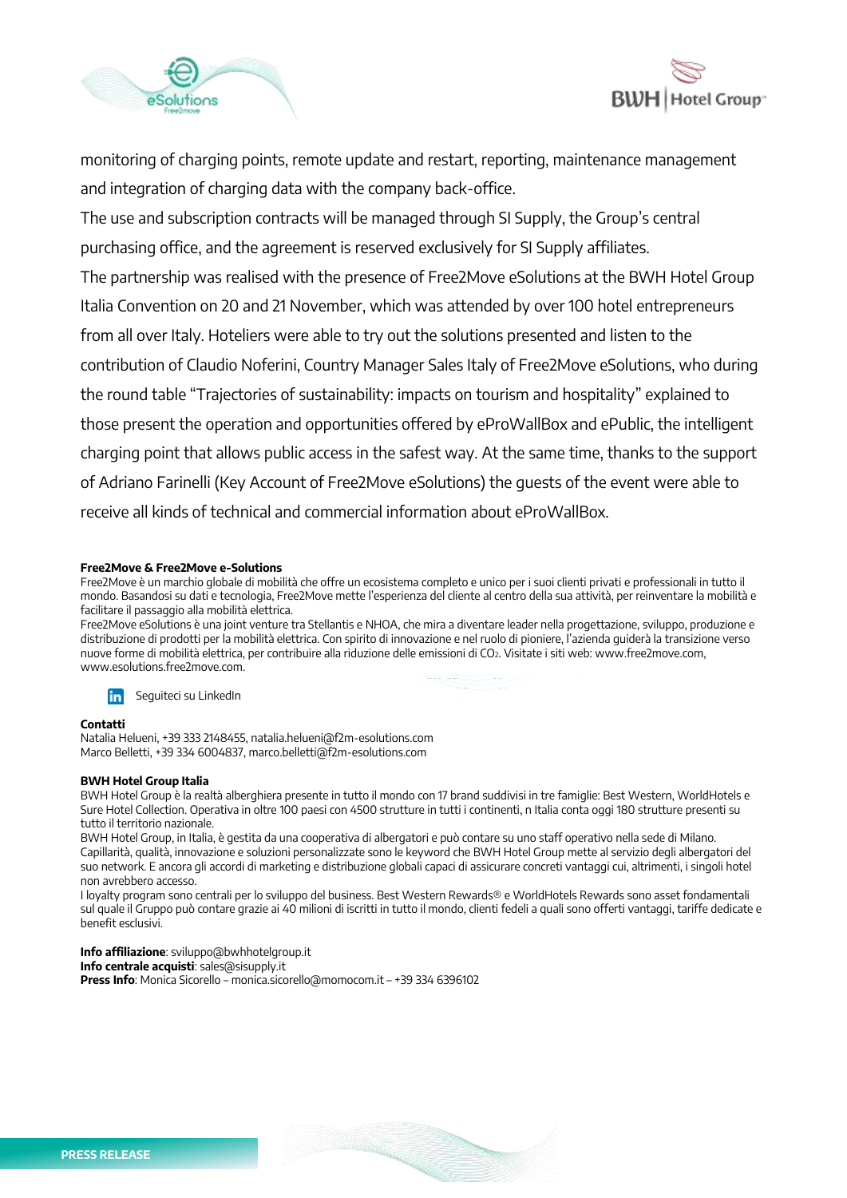monitoring of charging points, remote update and restart, reporting, maintenance management and integration of charging data with the company back-office.

The use and subscription contracts will be managed through SI Supply, the Group's central purchasing office, and the agreement is reserved exclusively for SI Supply affiliates.

The partnership was realised with the presence of Free2Move eSolutions at the BWH Hotel Group Italia Convention on 20 and 21 November, which was attended by over 100 hotel entrepreneurs from all over Italy. Hoteliers were able to try out the solutions presented and listen to the contribution of Claudio Noferini, Country Manager Sales Italy of Free2Move eSolutions, who during the round table "Trajectories of sustainability: impacts on tourism and hospitality" explained to those present the operation and opportunities offered by eProWallBox and ePublic, the intelligent charging point that allows public access in the safest way. At the same time, thanks to the support of Adriano Farinelli (Key Account of Free2Move eSolutions) the guests of the event were able to receive all kinds of technical and commercial information about eProWallBox.

**Free2Move & Free2Move e-Solutions**

Free2Move è un marchio globale di mobilità che offre un ecosistema completo e unico per i suoi clienti privati e professionali in tutto il mondo. Basandosi su dati e tecnologia, Free2Move mette l'esperienza del cliente al centro della sua attività, per reinventare la mobilità e facilitare il passaggio alla mobilità elettrica.

Free2Move eSolutions è una joint venture tra Stellantis e NHOA, che mira a diventare leader nella progettazione, sviluppo, produzione e distribuzione di prodotti per la mobilità elettrica. Con spirito di innovazione e nel ruolo di pioniere, l'azienda guiderà la transizione verso nuove forme di mobilità elettrica, per contribuire alla riduzione delle emissioni di $CO_2$. Visitate i siti web: www.free2move.com, www.esolutions.free2move.com.

Seguiteci su LinkedIn

**Contatti**

Natalia Helueni, +39 333 2148455, natalia.helueni@f2m-esolutions.com
Marco Belletti, +39 334 6004837, marco.belletti@f2m-esolutions.com

**BWH Hotel Group Italia**

BWH Hotel Group è la realtà alberghiera presente in tutto il mondo con 17 brand suddivisi in tre famiglie: Best Western, WorldHotels e Sure Hotel Collection. Operativa in oltre 100 paesi con 4500 strutture in tutti i continenti, n Italia conta oggi 180 strutture presenti su tutto il territorio nazionale.

BWH Hotel Group, in Italia, è gestita da una cooperativa di albergatori e può contare su uno staff operativo nella sede di Milano. Capillarità, qualità, innovazione e soluzioni personalizzate sono le keyword che BWH Hotel Group mette al servizio degli albergatori del suo network. E ancora gli accordi di marketing e distribuzione globali capaci di assicurare concreti vantaggi cui, altrimenti, i singoli hotel non avrebbero accesso.

I loyalty program sono centrali per lo sviluppo del business. Best Western Rewards® e WorldHotels Rewards sono asset fondamentali sul quale il Gruppo può contare grazie ai 40 milioni di iscritti in tutto il mondo, clienti fedeli a quali sono offerti vantaggi, tariffe dedicate e benefit esclusivi.

**Info affiliazione**: sviluppo@bwhhotelgroup.it
**Info centrale acquisti**: sales@sisupply.it
**Press Info**: Monica Sicorello – monica.sicorello@momocom.it – +39 334 6396102